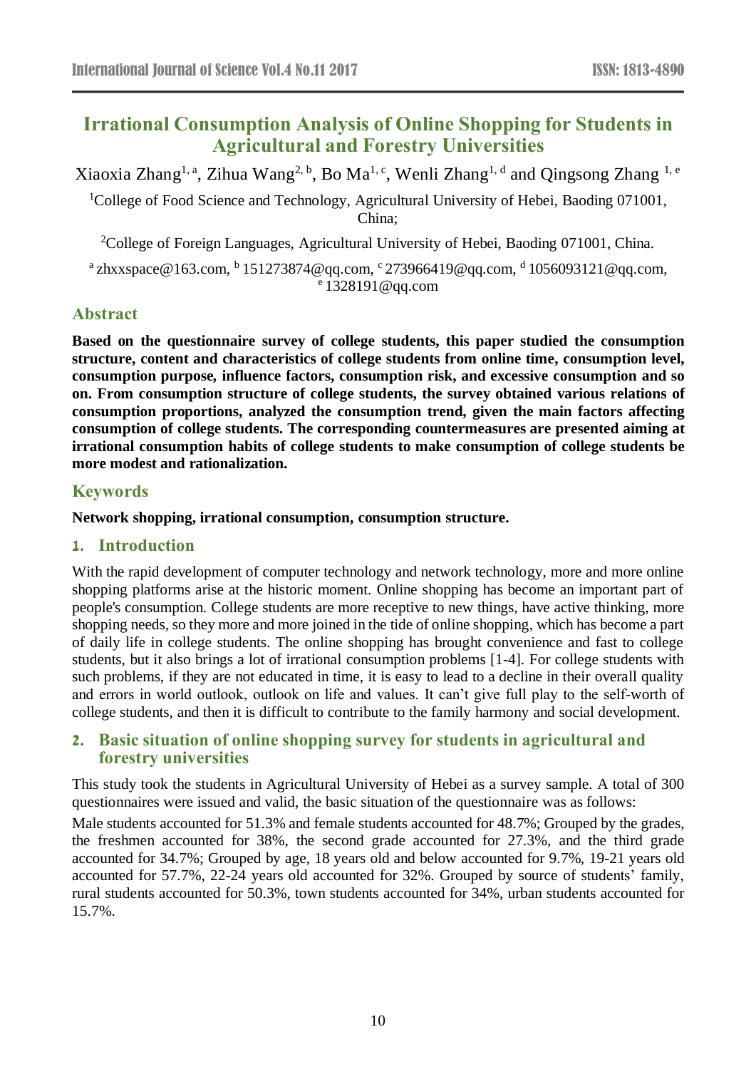# Irrational Consumption Analysis of Online Shopping for Students in Agricultural and Forestry Universities

Xiaoxia Zhang[1, a], Zihua Wang[2, b], Bo Ma[1, c], Wenli Zhang[1, d] and Qingsong Zhang [1, e]

[1]College of Food Science and Technology, Agricultural University of Hebei, Baoding 071001, China;

[2]College of Foreign Languages, Agricultural University of Hebei, Baoding 071001, China.

[a] zhxxspace@163.com, [b] 151273874@qq.com, [c] 273966419@qq.com, [d] 1056093121@qq.com, [e] 1328191@qq.com

## Abstract

**Based on the questionnaire survey of college students, this paper studied the consumption structure, content and characteristics of college students from online time, consumption level, consumption purpose, influence factors, consumption risk, and excessive consumption and so on. From consumption structure of college students, the survey obtained various relations of consumption proportions, analyzed the consumption trend, given the main factors affecting consumption of college students. The corresponding countermeasures are presented aiming at irrational consumption habits of college students to make consumption of college students be more modest and rationalization.**

## Keywords

**Network shopping, irrational consumption, consumption structure.**

## 1. Introduction

With the rapid development of computer technology and network technology, more and more online shopping platforms arise at the historic moment. Online shopping has become an important part of people's consumption. College students are more receptive to new things, have active thinking, more shopping needs, so they more and more joined in the tide of online shopping, which has become a part of daily life in college students. The online shopping has brought convenience and fast to college students, but it also brings a lot of irrational consumption problems [1-4]. For college students with such problems, if they are not educated in time, it is easy to lead to a decline in their overall quality and errors in world outlook, outlook on life and values. It can't give full play to the self-worth of college students, and then it is difficult to contribute to the family harmony and social development.

## 2. Basic situation of online shopping survey for students in agricultural and forestry universities

This study took the students in Agricultural University of Hebei as a survey sample. A total of 300 questionnaires were issued and valid, the basic situation of the questionnaire was as follows:

Male students accounted for 51.3% and female students accounted for 48.7%; Grouped by the grades, the freshmen accounted for 38%, the second grade accounted for 27.3%, and the third grade accounted for 34.7%; Grouped by age, 18 years old and below accounted for 9.7%, 19-21 years old accounted for 57.7%, 22-24 years old accounted for 32%. Grouped by source of students' family, rural students accounted for 50.3%, town students accounted for 34%, urban students accounted for 15.7%.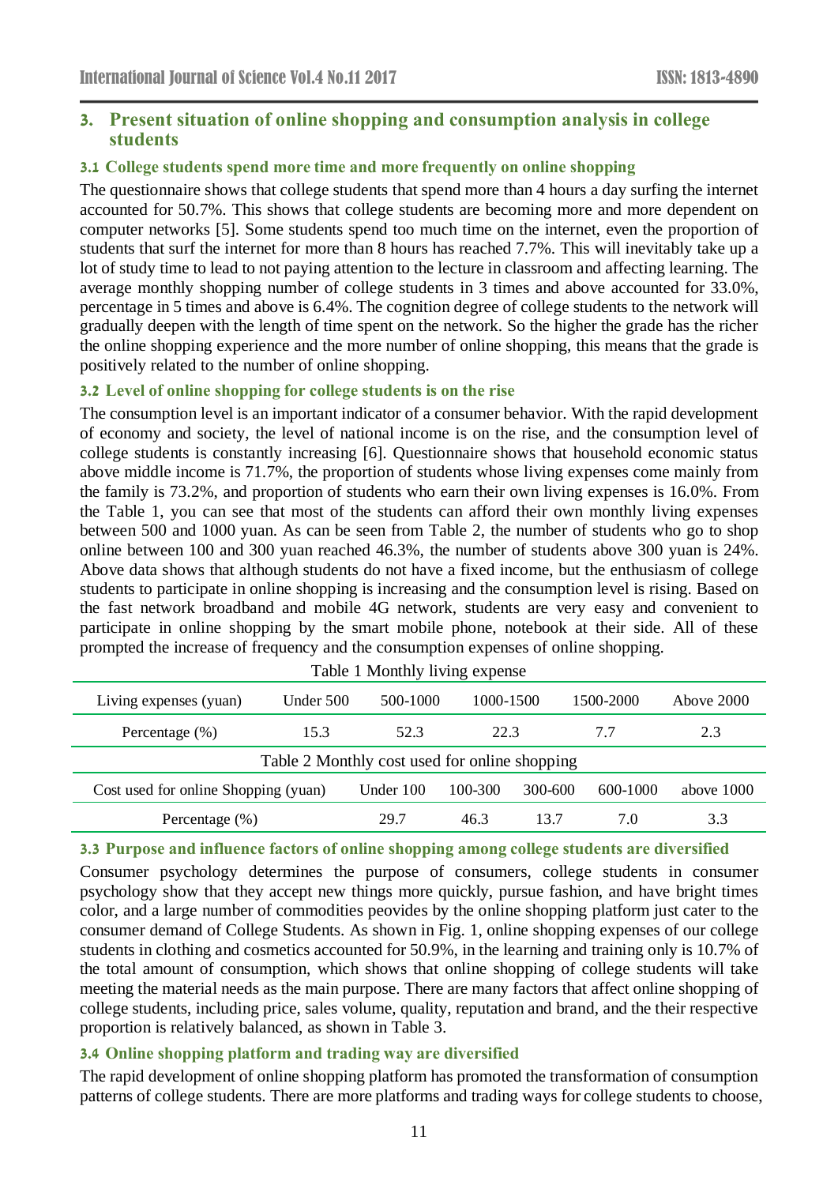## 3. Present situation of online shopping and consumption analysis in college students

### 3.1 College students spend more time and more frequently on online shopping

The questionnaire shows that college students that spend more than 4 hours a day surfing the internet accounted for 50.7%. This shows that college students are becoming more and more dependent on computer networks [5]. Some students spend too much time on the internet, even the proportion of students that surf the internet for more than 8 hours has reached 7.7%. This will inevitably take up a lot of study time to lead to not paying attention to the lecture in classroom and affecting learning. The average monthly shopping number of college students in 3 times and above accounted for 33.0%, percentage in 5 times and above is 6.4%. The cognition degree of college students to the network will gradually deepen with the length of time spent on the network. So the higher the grade has the richer the online shopping experience and the more number of online shopping, this means that the grade is positively related to the number of online shopping.

### 3.2 Level of online shopping for college students is on the rise

The consumption level is an important indicator of a consumer behavior. With the rapid development of economy and society, the level of national income is on the rise, and the consumption level of college students is constantly increasing [6]. Questionnaire shows that household economic status above middle income is 71.7%, the proportion of students whose living expenses come mainly from the family is 73.2%, and proportion of students who earn their own living expenses is 16.0%. From the Table 1, you can see that most of the students can afford their own monthly living expenses between 500 and 1000 yuan. As can be seen from Table 2, the number of students who go to shop online between 100 and 300 yuan reached 46.3%, the number of students above 300 yuan is 24%. Above data shows that although students do not have a fixed income, but the enthusiasm of college students to participate in online shopping is increasing and the consumption level is rising. Based on the fast network broadband and mobile 4G network, students are very easy and convenient to participate in online shopping by the smart mobile phone, notebook at their side. All of these prompted the increase of frequency and the consumption expenses of online shopping.

Table 1 Monthly living expense

| Living expenses (yuan) | Under 500 | 500-1000 | 1000-1500 | 1500-2000 | Above 2000 |
|---|---|---|---|---|---|
| Percentage (%) | 15.3 | 52.3 | 22.3 | 7.7 | 2.3 |

Table 2 Monthly cost used for online shopping

| Cost used for online Shopping (yuan) | Under 100 | 100-300 | 300-600 | 600-1000 | above 1000 |
|---|---|---|---|---|---|
| Percentage (%) | 29.7 | 46.3 | 13.7 | 7.0 | 3.3 |

### 3.3 Purpose and influence factors of online shopping among college students are diversified

Consumer psychology determines the purpose of consumers, college students in consumer psychology show that they accept new things more quickly, pursue fashion, and have bright times color, and a large number of commodities peovides by the online shopping platform just cater to the consumer demand of College Students. As shown in Fig. 1, online shopping expenses of our college students in clothing and cosmetics accounted for 50.9%, in the learning and training only is 10.7% of the total amount of consumption, which shows that online shopping of college students will take meeting the material needs as the main purpose. There are many factors that affect online shopping of college students, including price, sales volume, quality, reputation and brand, and the their respective proportion is relatively balanced, as shown in Table 3.

### 3.4 Online shopping platform and trading way are diversified

The rapid development of online shopping platform has promoted the transformation of consumption patterns of college students. There are more platforms and trading ways for college students to choose,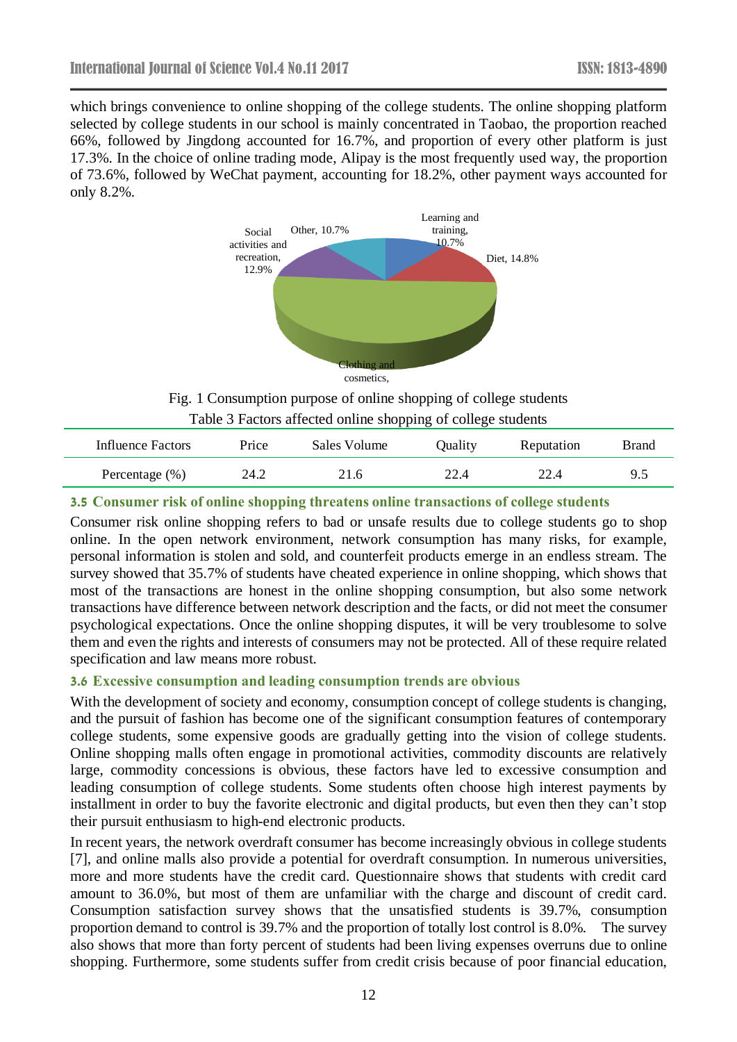which brings convenience to online shopping of the college students. The online shopping platform selected by college students in our school is mainly concentrated in Taobao, the proportion reached 66%, followed by Jingdong accounted for 16.7%, and proportion of every other platform is just 17.3%. In the choice of online trading mode, Alipay is the most frequently used way, the proportion of 73.6%, followed by WeChat payment, accounting for 18.2%, other payment ways accounted for only 8.2%.

Fig. 1 Consumption purpose of online shopping of college students

Table 3 Factors affected online shopping of college students

| Influence Factors | Price | Sales Volume | Quality | Reputation | Brand |
|---|---|---|---|---|---|
| Percentage (%) | 24.2 | 21.6 | 22.4 | 22.4 | 9.5 |

### 3.5 Consumer risk of online shopping threatens online transactions of college students

Consumer risk online shopping refers to bad or unsafe results due to college students go to shop online. In the open network environment, network consumption has many risks, for example, personal information is stolen and sold, and counterfeit products emerge in an endless stream. The survey showed that 35.7% of students have cheated experience in online shopping, which shows that most of the transactions are honest in the online shopping consumption, but also some network transactions have difference between network description and the facts, or did not meet the consumer psychological expectations. Once the online shopping disputes, it will be very troublesome to solve them and even the rights and interests of consumers may not be protected. All of these require related specification and law means more robust.

### 3.6 Excessive consumption and leading consumption trends are obvious

With the development of society and economy, consumption concept of college students is changing, and the pursuit of fashion has become one of the significant consumption features of contemporary college students, some expensive goods are gradually getting into the vision of college students. Online shopping malls often engage in promotional activities, commodity discounts are relatively large, commodity concessions is obvious, these factors have led to excessive consumption and leading consumption of college students. Some students often choose high interest payments by installment in order to buy the favorite electronic and digital products, but even then they can't stop their pursuit enthusiasm to high-end electronic products.

In recent years, the network overdraft consumer has become increasingly obvious in college students [7], and online malls also provide a potential for overdraft consumption. In numerous universities, more and more students have the credit card. Questionnaire shows that students with credit card amount to 36.0%, but most of them are unfamiliar with the charge and discount of credit card. Consumption satisfaction survey shows that the unsatisfied students is 39.7%, consumption proportion demand to control is 39.7% and the proportion of totally lost control is 8.0%. The survey also shows that more than forty percent of students had been living expenses overruns due to online shopping. Furthermore, some students suffer from credit crisis because of poor financial education,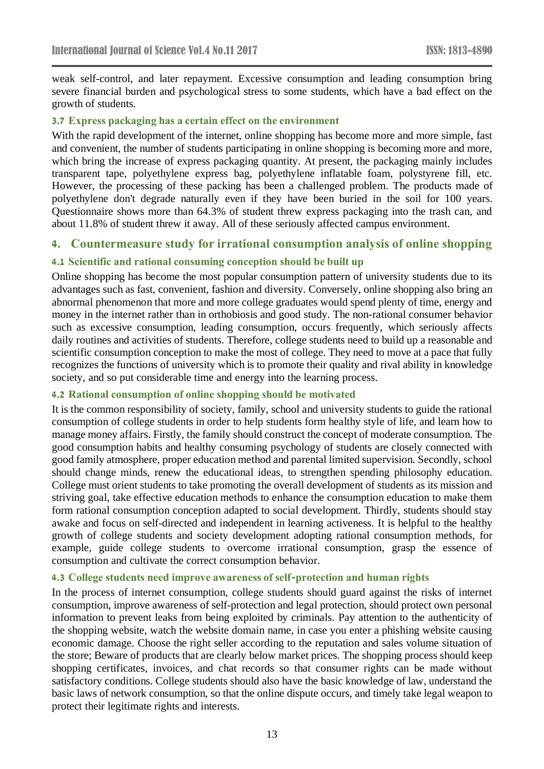weak self-control, and later repayment. Excessive consumption and leading consumption bring severe financial burden and psychological stress to some students, which have a bad effect on the growth of students.

### 3.7 Express packaging has a certain effect on the environment

With the rapid development of the internet, online shopping has become more and more simple, fast and convenient, the number of students participating in online shopping is becoming more and more, which bring the increase of express packaging quantity. At present, the packaging mainly includes transparent tape, polyethylene express bag, polyethylene inflatable foam, polystyrene fill, etc. However, the processing of these packing has been a challenged problem. The products made of polyethylene don't degrade naturally even if they have been buried in the soil for 100 years. Questionnaire shows more than 64.3% of student threw express packaging into the trash can, and about 11.8% of student threw it away. All of these seriously affected campus environment.

## 4. Countermeasure study for irrational consumption analysis of online shopping

### 4.1 Scientific and rational consuming conception should be built up

Online shopping has become the most popular consumption pattern of university students due to its advantages such as fast, convenient, fashion and diversity. Conversely, online shopping also bring an abnormal phenomenon that more and more college graduates would spend plenty of time, energy and money in the internet rather than in orthobiosis and good study. The non-rational consumer behavior such as excessive consumption, leading consumption, occurs frequently, which seriously affects daily routines and activities of students. Therefore, college students need to build up a reasonable and scientific consumption conception to make the most of college. They need to move at a pace that fully recognizes the functions of university which is to promote their quality and rival ability in knowledge society, and so put considerable time and energy into the learning process.

### 4.2 Rational consumption of online shopping should be motivated

It is the common responsibility of society, family, school and university students to guide the rational consumption of college students in order to help students form healthy style of life, and learn how to manage money affairs. Firstly, the family should construct the concept of moderate consumption. The good consumption habits and healthy consuming psychology of students are closely connected with good family atmosphere, proper education method and parental limited supervision. Secondly, school should change minds, renew the educational ideas, to strengthen spending philosophy education. College must orient students to take promoting the overall development of students as its mission and striving goal, take effective education methods to enhance the consumption education to make them form rational consumption conception adapted to social development. Thirdly, students should stay awake and focus on self-directed and independent in learning activeness. It is helpful to the healthy growth of college students and society development adopting rational consumption methods, for example, guide college students to overcome irrational consumption, grasp the essence of consumption and cultivate the correct consumption behavior.

### 4.3 College students need improve awareness of self-protection and human rights

In the process of internet consumption, college students should guard against the risks of internet consumption, improve awareness of self-protection and legal protection, should protect own personal information to prevent leaks from being exploited by criminals. Pay attention to the authenticity of the shopping website, watch the website domain name, in case you enter a phishing website causing economic damage. Choose the right seller according to the reputation and sales volume situation of the store; Beware of products that are clearly below market prices. The shopping process should keep shopping certificates, invoices, and chat records so that consumer rights can be made without satisfactory conditions. College students should also have the basic knowledge of law, understand the basic laws of network consumption, so that the online dispute occurs, and timely take legal weapon to protect their legitimate rights and interests.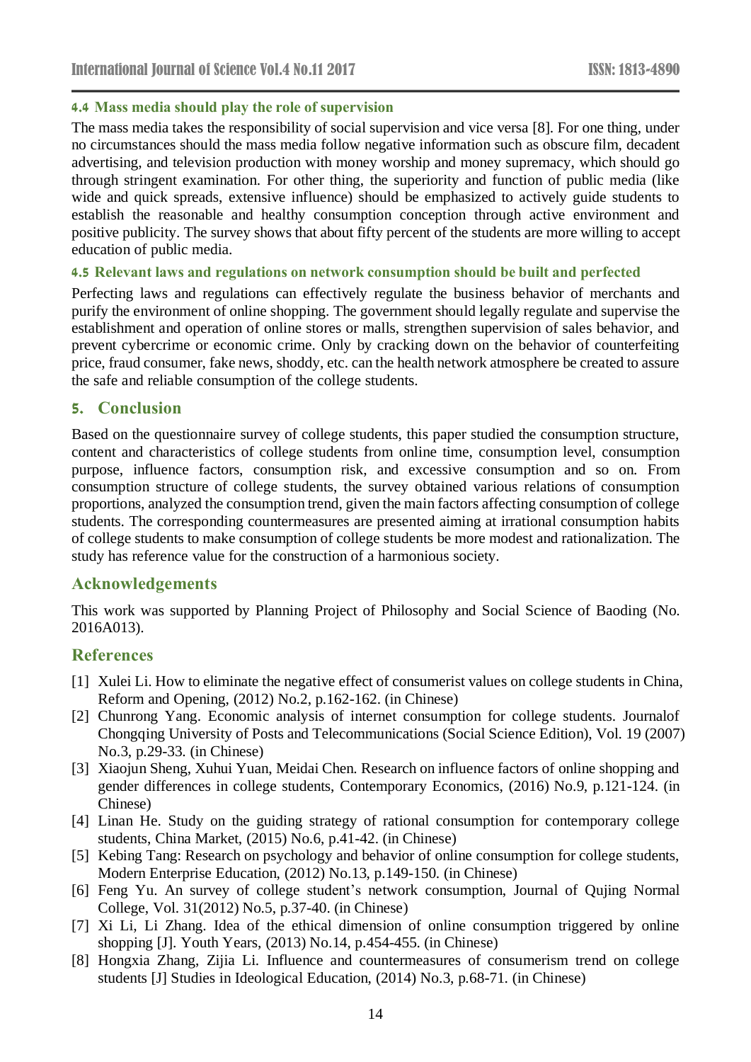### 4.4 Mass media should play the role of supervision

The mass media takes the responsibility of social supervision and vice versa [8]. For one thing, under no circumstances should the mass media follow negative information such as obscure film, decadent advertising, and television production with money worship and money supremacy, which should go through stringent examination. For other thing, the superiority and function of public media (like wide and quick spreads, extensive influence) should be emphasized to actively guide students to establish the reasonable and healthy consumption conception through active environment and positive publicity. The survey shows that about fifty percent of the students are more willing to accept education of public media.

### 4.5 Relevant laws and regulations on network consumption should be built and perfected

Perfecting laws and regulations can effectively regulate the business behavior of merchants and purify the environment of online shopping. The government should legally regulate and supervise the establishment and operation of online stores or malls, strengthen supervision of sales behavior, and prevent cybercrime or economic crime. Only by cracking down on the behavior of counterfeiting price, fraud consumer, fake news, shoddy, etc. can the health network atmosphere be created to assure the safe and reliable consumption of the college students.

## 5. Conclusion

Based on the questionnaire survey of college students, this paper studied the consumption structure, content and characteristics of college students from online time, consumption level, consumption purpose, influence factors, consumption risk, and excessive consumption and so on. From consumption structure of college students, the survey obtained various relations of consumption proportions, analyzed the consumption trend, given the main factors affecting consumption of college students. The corresponding countermeasures are presented aiming at irrational consumption habits of college students to make consumption of college students be more modest and rationalization. The study has reference value for the construction of a harmonious society.

## Acknowledgements

This work was supported by Planning Project of Philosophy and Social Science of Baoding (No. 2016A013).

## References

[1] Xulei Li. How to eliminate the negative effect of consumerist values on college students in China, Reform and Opening, (2012) No.2, p.162-162. (in Chinese)

[2] Chunrong Yang. Economic analysis of internet consumption for college students. Journalof Chongqing University of Posts and Telecommunications (Social Science Edition), Vol. 19 (2007) No.3, p.29-33. (in Chinese)

[3] Xiaojun Sheng, Xuhui Yuan, Meidai Chen. Research on influence factors of online shopping and gender differences in college students, Contemporary Economics, (2016) No.9, p.121-124. (in Chinese)

[4] Linan He. Study on the guiding strategy of rational consumption for contemporary college students, China Market, (2015) No.6, p.41-42. (in Chinese)

[5] Kebing Tang: Research on psychology and behavior of online consumption for college students, Modern Enterprise Education, (2012) No.13, p.149-150. (in Chinese)

[6] Feng Yu. An survey of college student's network consumption, Journal of Qujing Normal College, Vol. 31(2012) No.5, p.37-40. (in Chinese)

[7] Xi Li, Li Zhang. Idea of the ethical dimension of online consumption triggered by online shopping [J]. Youth Years, (2013) No.14, p.454-455. (in Chinese)

[8] Hongxia Zhang, Zijia Li. Influence and countermeasures of consumerism trend on college students [J] Studies in Ideological Education, (2014) No.3, p.68-71. (in Chinese)